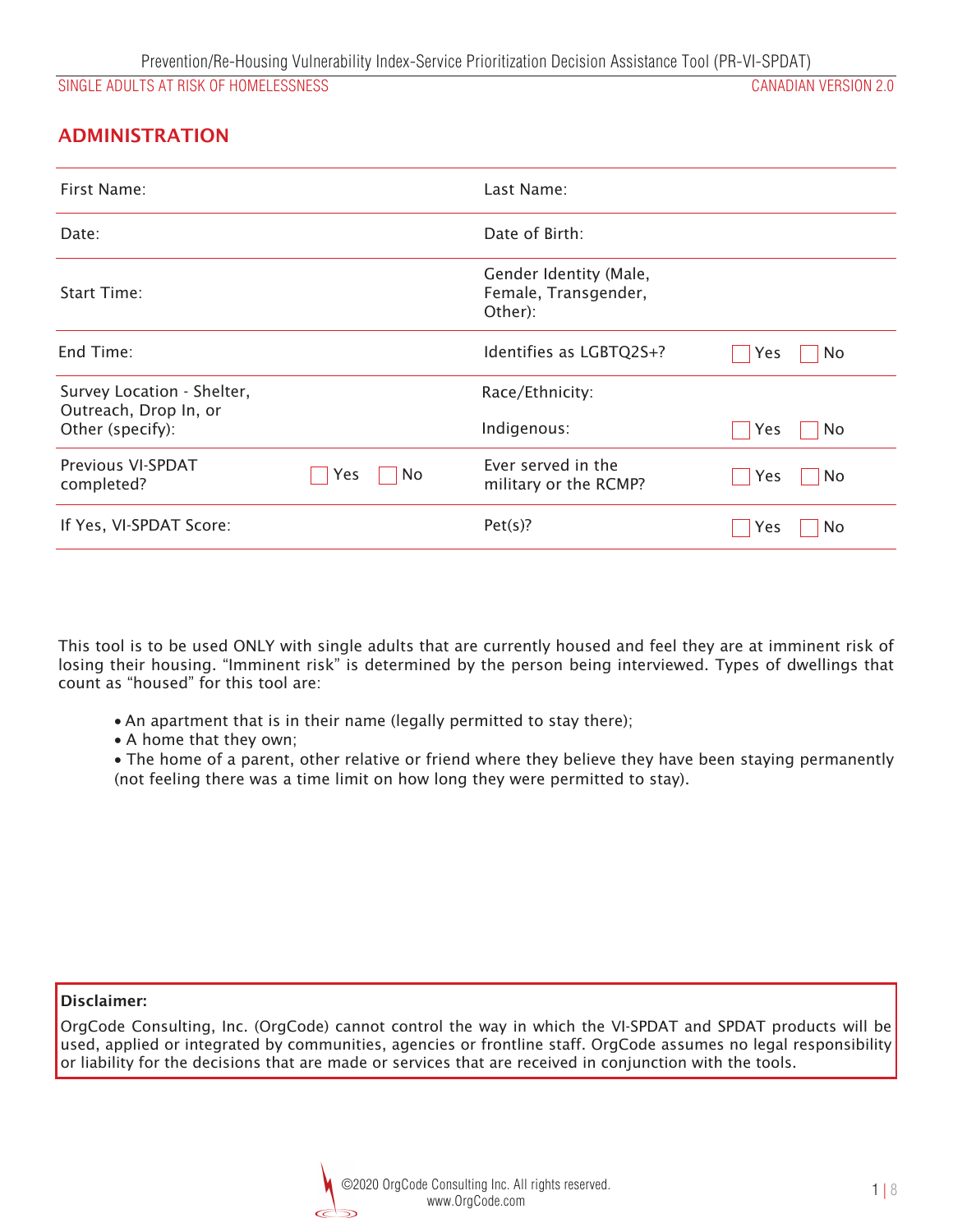Prevention/Re-Housing Vulnerability Index-Service Prioritization Decision Assistance Tool (PR-VI-SPDAT)

SINGLE ADULTS AT RISK OF HOMELESSNESS — CANADIAN VERSION 2.0

## ADMINISTRATION

| | | | |
|---|---|---|---|
| First Name: | | Last Name: | |
| Date: | | Date of Birth: | |
| Start Time: | | Gender Identity (Male, Female, Transgender, Other): | |
| End Time: | | Identifies as LGBTQ2S+? | ☐ Yes ☐ No |
| Survey Location - Shelter, Outreach, Drop In, or Other (specify): | | Race/Ethnicity: | |
| | | Indigenous: | ☐ Yes ☐ No |
| Previous VI-SPDAT completed? | ☐ Yes ☐ No | Ever served in the military or the RCMP? | ☐ Yes ☐ No |
| If Yes, VI-SPDAT Score: | | Pet(s)? | ☐ Yes ☐ No |

This tool is to be used ONLY with single adults that are currently housed and feel they are at imminent risk of losing their housing. "Imminent risk" is determined by the person being interviewed. Types of dwellings that count as "housed" for this tool are:

- An apartment that is in their name (legally permitted to stay there);
- A home that they own;
- The home of a parent, other relative or friend where they believe they have been staying permanently (not feeling there was a time limit on how long they were permitted to stay).

**Disclaimer:**

OrgCode Consulting, Inc. (OrgCode) cannot control the way in which the VI-SPDAT and SPDAT products will be used, applied or integrated by communities, agencies or frontline staff. OrgCode assumes no legal responsibility or liability for the decisions that are made or services that are received in conjunction with the tools.

©2020 OrgCode Consulting Inc. All rights reserved.
www.OrgCode.com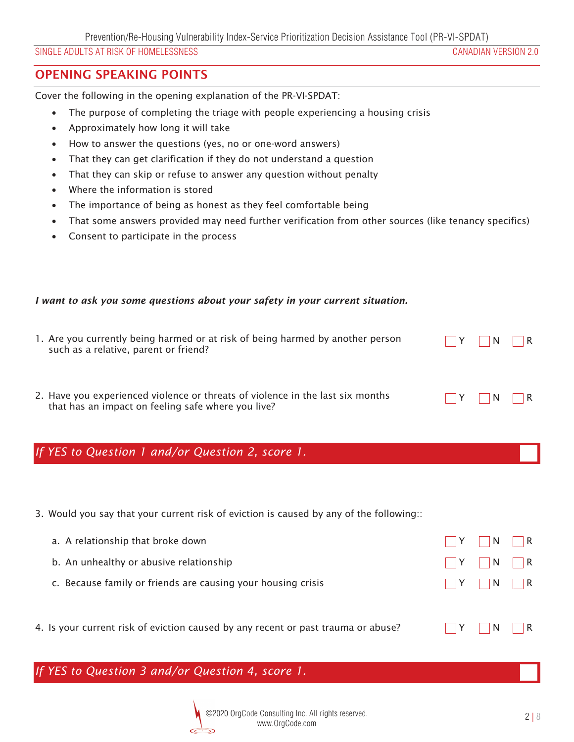## OPENING SPEAKING POINTS

Cover the following in the opening explanation of the PR-VI-SPDAT:

- The purpose of completing the triage with people experiencing a housing crisis
- Approximately how long it will take
- How to answer the questions (yes, no or one-word answers)
- That they can get clarification if they do not understand a question
- That they can skip or refuse to answer any question without penalty
- Where the information is stored
- The importance of being as honest as they feel comfortable being
- That some answers provided may need further verification from other sources (like tenancy specifics)
- Consent to participate in the process

***I want to ask you some questions about your safety in your current situation.***

1. Are you currently being harmed or at risk of being harmed by another person such as a relative, parent or friend? ☐ Y ☐ N ☐ R

2. Have you experienced violence or threats of violence in the last six months that has an impact on feeling safe where you live? ☐ Y ☐ N ☐ R

*If YES to Question 1 and/or Question 2, score 1.* ☐

3. Would you say that your current risk of eviction is caused by any of the following::

   a. A relationship that broke down ☐ Y ☐ N ☐ R

   b. An unhealthy or abusive relationship ☐ Y ☐ N ☐ R

   c. Because family or friends are causing your housing crisis ☐ Y ☐ N ☐ R

4. Is your current risk of eviction caused by any recent or past trauma or abuse? ☐ Y ☐ N ☐ R

*If YES to Question 3 and/or Question 4, score 1.* ☐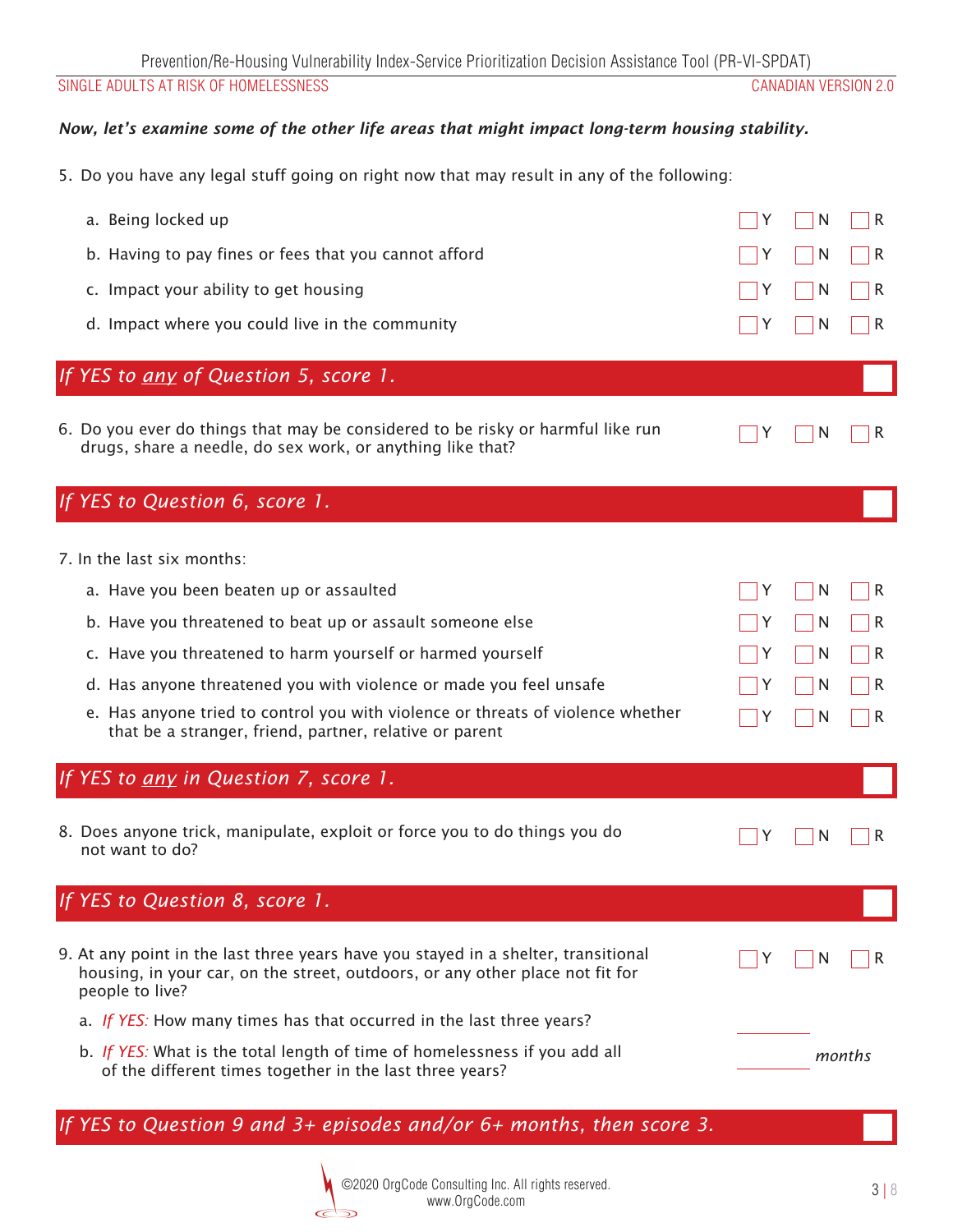***Now, let's examine some of the other life areas that might impact long-term housing stability.***

5. Do you have any legal stuff going on right now that may result in any of the following:

| | Y | N | R |
|---|---|---|---|
| a. Being locked up | ☐ Y | ☐ N | ☐ R |
| b. Having to pay fines or fees that you cannot afford | ☐ Y | ☐ N | ☐ R |
| c. Impact your ability to get housing | ☐ Y | ☐ N | ☐ R |
| d. Impact where you could live in the community | ☐ Y | ☐ N | ☐ R |

***If YES to any of Question 5, score 1.*** ☐

6. Do you ever do things that may be considered to be risky or harmful like run drugs, share a needle, do sex work, or anything like that? ☐ Y ☐ N ☐ R

***If YES to Question 6, score 1.*** ☐

7. In the last six months:

| | Y | N | R |
|---|---|---|---|
| a. Have you been beaten up or assaulted | ☐ Y | ☐ N | ☐ R |
| b. Have you threatened to beat up or assault someone else | ☐ Y | ☐ N | ☐ R |
| c. Have you threatened to harm yourself or harmed yourself | ☐ Y | ☐ N | ☐ R |
| d. Has anyone threatened you with violence or made you feel unsafe | ☐ Y | ☐ N | ☐ R |
| e. Has anyone tried to control you with violence or threats of violence whether that be a stranger, friend, partner, relative or parent | ☐ Y | ☐ N | ☐ R |

***If YES to any in Question 7, score 1.*** ☐

8. Does anyone trick, manipulate, exploit or force you to do things you do not want to do? ☐ Y ☐ N ☐ R

***If YES to Question 8, score 1.*** ☐

9. At any point in the last three years have you stayed in a shelter, transitional housing, in your car, on the street, outdoors, or any other place not fit for people to live? ☐ Y ☐ N ☐ R

   a. *If YES:* How many times has that occurred in the last three years? ________

   b. *If YES:* What is the total length of time of homelessness if you add all of the different times together in the last three years? ________ *months*

***If YES to Question 9 and 3+ episodes and/or 6+ months, then score 3.*** ☐

©2020 OrgCode Consulting Inc. All rights reserved.
www.OrgCode.com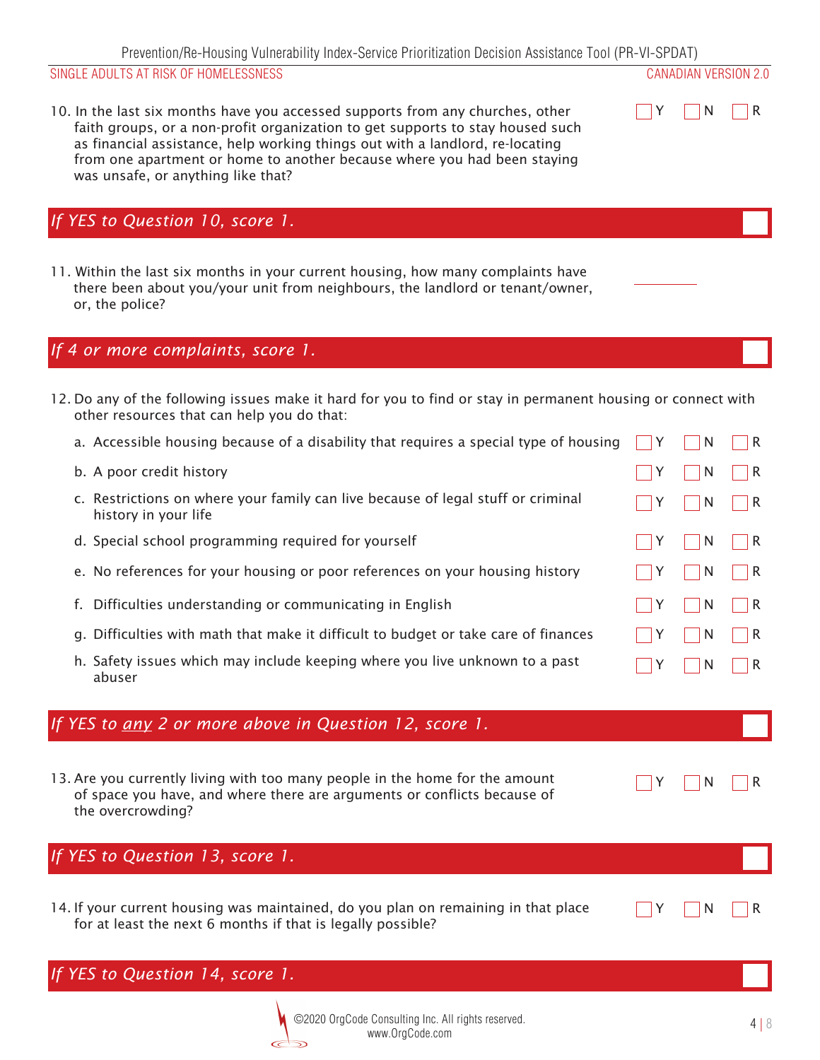10. In the last six months have you accessed supports from any churches, other faith groups, or a non-profit organization to get supports to stay housed such as financial assistance, help working things out with a landlord, re-locating from one apartment or home to another because where you had been staying was unsafe, or anything like that? ☐ Y ☐ N ☐ R

*If YES to Question 10, score 1.* ☐

11. Within the last six months in your current housing, how many complaints have there been about you/your unit from neighbours, the landlord or tenant/owner, or, the police? ________

*If 4 or more complaints, score 1.* ☐

12. Do any of the following issues make it hard for you to find or stay in permanent housing or connect with other resources that can help you do that:

   a. Accessible housing because of a disability that requires a special type of housing ☐ Y ☐ N ☐ R
   b. A poor credit history ☐ Y ☐ N ☐ R
   c. Restrictions on where your family can live because of legal stuff or criminal history in your life ☐ Y ☐ N ☐ R
   d. Special school programming required for yourself ☐ Y ☐ N ☐ R
   e. No references for your housing or poor references on your housing history ☐ Y ☐ N ☐ R
   f. Difficulties understanding or communicating in English ☐ Y ☐ N ☐ R
   g. Difficulties with math that make it difficult to budget or take care of finances ☐ Y ☐ N ☐ R
   h. Safety issues which may include keeping where you live unknown to a past abuser ☐ Y ☐ N ☐ R

*If YES to any 2 or more above in Question 12, score 1.* ☐

13. Are you currently living with too many people in the home for the amount of space you have, and where there are arguments or conflicts because of the overcrowding? ☐ Y ☐ N ☐ R

*If YES to Question 13, score 1.* ☐

14. If your current housing was maintained, do you plan on remaining in that place for at least the next 6 months if that is legally possible? ☐ Y ☐ N ☐ R

*If YES to Question 14, score 1.* ☐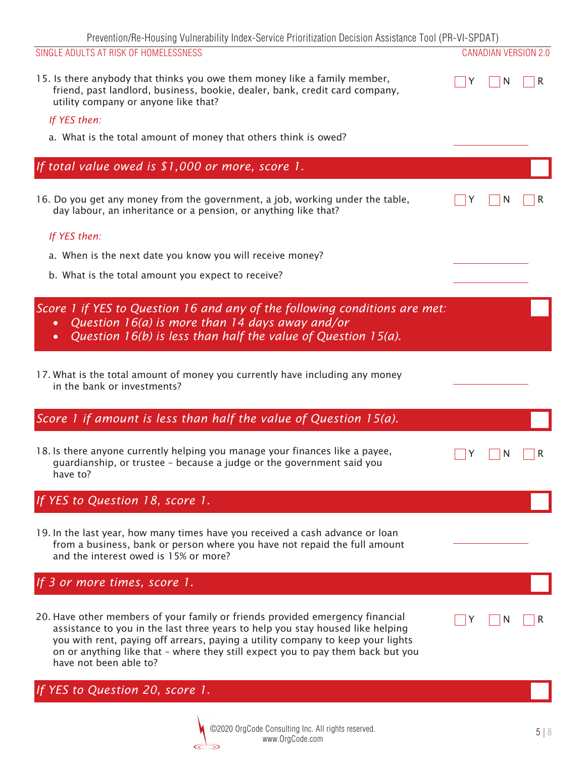15. Is there anybody that thinks you owe them money like a family member, friend, past landlord, business, bookie, dealer, bank, credit card company, utility company or anyone like that? ☐ Y ☐ N ☐ R

*If YES then:*

a. What is the total amount of money that others think is owed? ____________

***If total value owed is $1,000 or more, score 1.*** ☐

16. Do you get any money from the government, a job, working under the table, day labour, an inheritance or a pension, or anything like that? ☐ Y ☐ N ☐ R

*If YES then:*

a. When is the next date you know you will receive money? ____________

b. What is the total amount you expect to receive? ____________

***Score 1 if YES to Question 16 and any of the following conditions are met:*** ☐

- ***Question 16(a) is more than 14 days away and/or***
- ***Question 16(b) is less than half the value of Question 15(a).***

17. What is the total amount of money you currently have including any money in the bank or investments? ____________

***Score 1 if amount is less than half the value of Question 15(a).*** ☐

18. Is there anyone currently helping you manage your finances like a payee, guardianship, or trustee – because a judge or the government said you have to? ☐ Y ☐ N ☐ R

***If YES to Question 18, score 1.*** ☐

19. In the last year, how many times have you received a cash advance or loan from a business, bank or person where you have not repaid the full amount and the interest owed is 15% or more? ____________

***If 3 or more times, score 1.*** ☐

20. Have other members of your family or friends provided emergency financial assistance to you in the last three years to help you stay housed like helping you with rent, paying off arrears, paying a utility company to keep your lights on or anything like that – where they still expect you to pay them back but you have not been able to? ☐ Y ☐ N ☐ R

***If YES to Question 20, score 1.*** ☐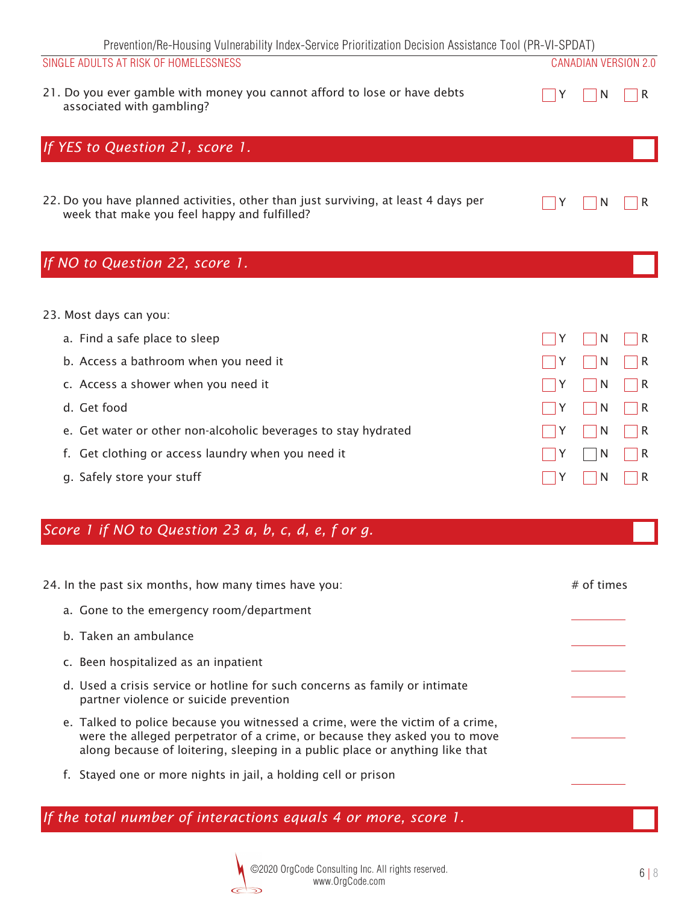21. Do you ever gamble with money you cannot afford to lose or have debts associated with gambling? ☐ Y ☐ N ☐ R

***If YES to Question 21, score 1.*** ☐

22. Do you have planned activities, other than just surviving, at least 4 days per week that make you feel happy and fulfilled? ☐ Y ☐ N ☐ R

***If NO to Question 22, score 1.*** ☐

23. Most days can you:

| | | | |
|---|---|---|---|
| a. Find a safe place to sleep | ☐ Y | ☐ N | ☐ R |
| b. Access a bathroom when you need it | ☐ Y | ☐ N | ☐ R |
| c. Access a shower when you need it | ☐ Y | ☐ N | ☐ R |
| d. Get food | ☐ Y | ☐ N | ☐ R |
| e. Get water or other non-alcoholic beverages to stay hydrated | ☐ Y | ☐ N | ☐ R |
| f. Get clothing or access laundry when you need it | ☐ Y | ☐ N | ☐ R |
| g. Safely store your stuff | ☐ Y | ☐ N | ☐ R |

***Score 1 if NO to Question 23 a, b, c, d, e, f or g.*** ☐

24. In the past six months, how many times have you:

| | # of times |
|---|---|
| a. Gone to the emergency room/department | ______ |
| b. Taken an ambulance | ______ |
| c. Been hospitalized as an inpatient | ______ |
| d. Used a crisis service or hotline for such concerns as family or intimate partner violence or suicide prevention | ______ |
| e. Talked to police because you witnessed a crime, were the victim of a crime, were the alleged perpetrator of a crime, or because they asked you to move along because of loitering, sleeping in a public place or anything like that | ______ |
| f. Stayed one or more nights in jail, a holding cell or prison | ______ |

***If the total number of interactions equals 4 or more, score 1.*** ☐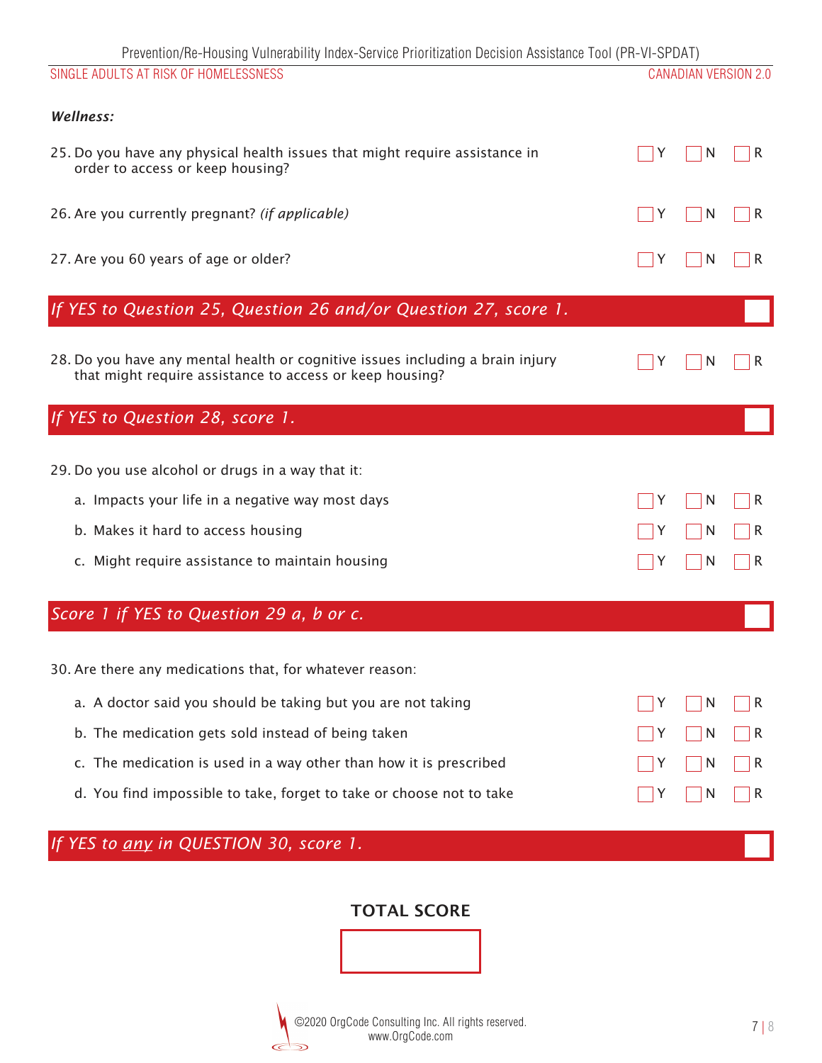***Wellness:***

25. Do you have any physical health issues that might require assistance in order to access or keep housing? ☐ Y ☐ N ☐ R

26. Are you currently pregnant? *(if applicable)* ☐ Y ☐ N ☐ R

27. Are you 60 years of age or older? ☐ Y ☐ N ☐ R

*If YES to Question 25, Question 26 and/or Question 27, score 1.* ☐

28. Do you have any mental health or cognitive issues including a brain injury that might require assistance to access or keep housing? ☐ Y ☐ N ☐ R

*If YES to Question 28, score 1.* ☐

29. Do you use alcohol or drugs in a way that it:
   a. Impacts your life in a negative way most days ☐ Y ☐ N ☐ R
   b. Makes it hard to access housing ☐ Y ☐ N ☐ R
   c. Might require assistance to maintain housing ☐ Y ☐ N ☐ R

*Score 1 if YES to Question 29 a, b or c.* ☐

30. Are there any medications that, for whatever reason:
   a. A doctor said you should be taking but you are not taking ☐ Y ☐ N ☐ R
   b. The medication gets sold instead of being taken ☐ Y ☐ N ☐ R
   c. The medication is used in a way other than how it is prescribed ☐ Y ☐ N ☐ R
   d. You find impossible to take, forget to take or choose not to take ☐ Y ☐ N ☐ R

*If YES to <u>any</u> in QUESTION 30, score 1.* ☐

**TOTAL SCORE**

☐

©2020 OrgCode Consulting Inc. All rights reserved.
www.OrgCode.com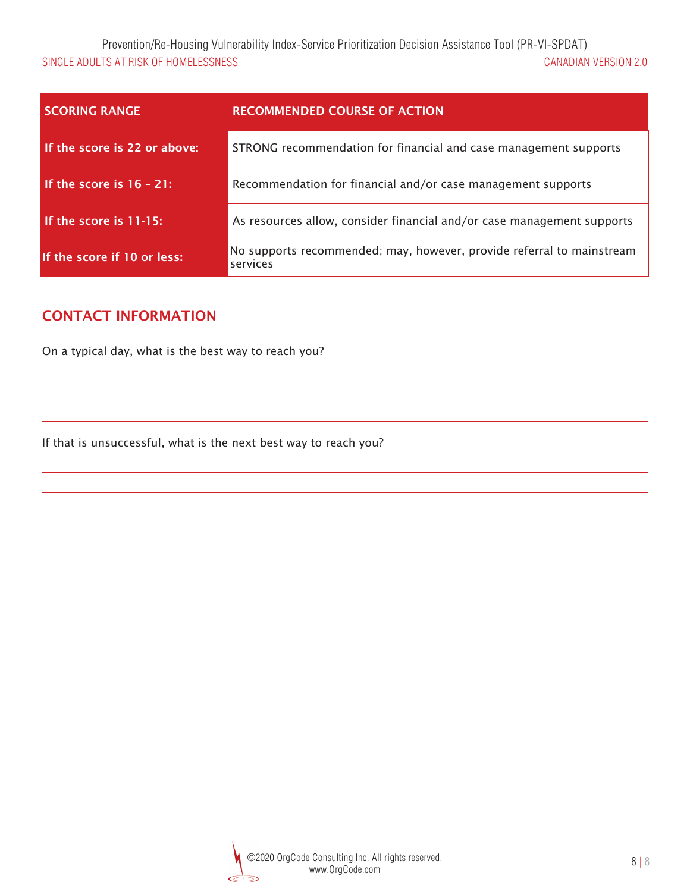| SCORING RANGE | RECOMMENDED COURSE OF ACTION |
|---|---|
| If the score is 22 or above: | STRONG recommendation for financial and case management supports |
| If the score is 16 – 21: | Recommendation for financial and/or case management supports |
| If the score is 11-15: | As resources allow, consider financial and/or case management supports |
| If the score if 10 or less: | No supports recommended; may, however, provide referral to mainstream services |

## CONTACT INFORMATION

On a typical day, what is the best way to reach you?

If that is unsuccessful, what is the next best way to reach you?